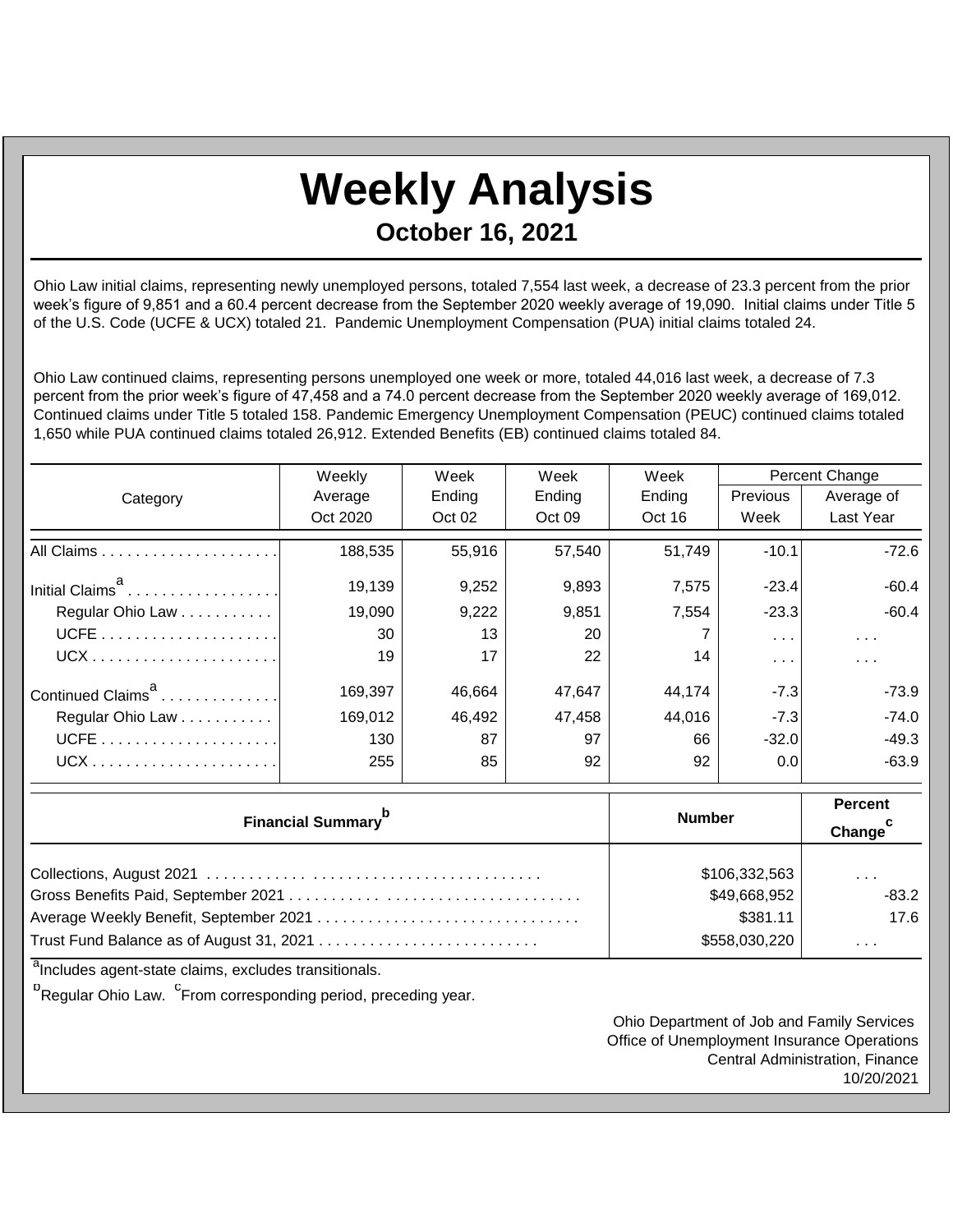# Weekly Analysis

## October 16, 2021

Ohio Law initial claims, representing newly unemployed persons, totaled 7,554 last week, a decrease of 23.3 percent from the prior week's figure of 9,851 and a 60.4 percent decrease from the September 2020 weekly average of 19,090. Initial claims under Title 5 of the U.S. Code (UCFE & UCX) totaled 21. Pandemic Unemployment Compensation (PUA) initial claims totaled 24.

Ohio Law continued claims, representing persons unemployed one week or more, totaled 44,016 last week, a decrease of 7.3 percent from the prior week's figure of 47,458 and a 74.0 percent decrease from the September 2020 weekly average of 169,012. Continued claims under Title 5 totaled 158. Pandemic Emergency Unemployment Compensation (PEUC) continued claims totaled 1,650 while PUA continued claims totaled 26,912. Extended Benefits (EB) continued claims totaled 84.

| Category | Weekly Average Oct 2020 | Week Ending Oct 02 | Week Ending Oct 09 | Week Ending Oct 16 | Percent Change Previous Week | Percent Change Average of Last Year |
|---|---|---|---|---|---|---|
| All Claims | 188,535 | 55,916 | 57,540 | 51,749 | -10.1 | -72.6 |
| Initial Claims[a] | 19,139 | 9,252 | 9,893 | 7,575 | -23.4 | -60.4 |
| Regular Ohio Law | 19,090 | 9,222 | 9,851 | 7,554 | -23.3 | -60.4 |
| UCFE | 30 | 13 | 20 | 7 | . . . | . . . |
| UCX | 19 | 17 | 22 | 14 | . . . | . . . |
| Continued Claims[a] | 169,397 | 46,664 | 47,647 | 44,174 | -7.3 | -73.9 |
| Regular Ohio Law | 169,012 | 46,492 | 47,458 | 44,016 | -7.3 | -74.0 |
| UCFE | 130 | 87 | 97 | 66 | -32.0 | -49.3 |
| UCX | 255 | 85 | 92 | 92 | 0.0 | -63.9 |

| Financial Summary[b] | Number | Percent Change[c] |
|---|---|---|
| Collections, August 2021 | $106,332,563 | . . . |
| Gross Benefits Paid, September 2021 | $49,668,952 | -83.2 |
| Average Weekly Benefit, September 2021 | $381.11 | 17.6 |
| Trust Fund Balance as of August 31, 2021 | $558,030,220 | . . . |

[a]Includes agent-state claims, excludes transitionals.

[b]Regular Ohio Law. [c]From corresponding period, preceding year.

Ohio Department of Job and Family Services
Office of Unemployment Insurance Operations
Central Administration, Finance
10/20/2021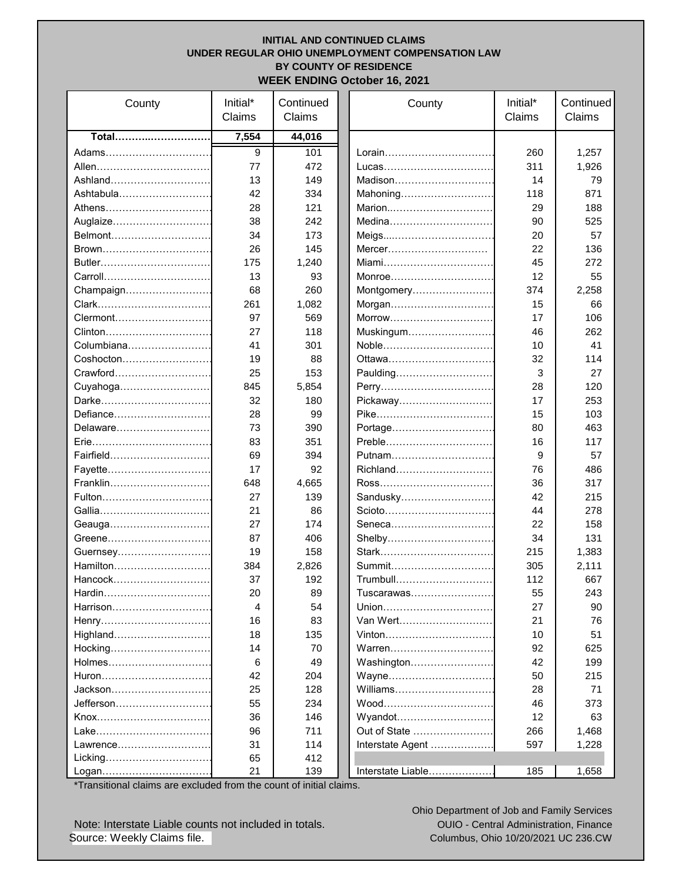**INITIAL AND CONTINUED CLAIMS**
**UNDER REGULAR OHIO UNEMPLOYMENT COMPENSATION LAW**
**BY COUNTY OF RESIDENCE**
**WEEK ENDING October 16, 2021**

| County | Initial* Claims | Continued Claims | County | Initial* Claims | Continued Claims |
|---|---|---|---|---|---|
| **Total** | **7,554** | **44,016** | | | |
| Adams | 9 | 101 | Lorain | 260 | 1,257 |
| Allen | 77 | 472 | Lucas | 311 | 1,926 |
| Ashland | 13 | 149 | Madison | 14 | 79 |
| Ashtabula | 42 | 334 | Mahoning | 118 | 871 |
| Athens | 28 | 121 | Marion | 29 | 188 |
| Auglaize | 38 | 242 | Medina | 90 | 525 |
| Belmont | 34 | 173 | Meigs | 20 | 57 |
| Brown | 26 | 145 | Mercer | 22 | 136 |
| Butler | 175 | 1,240 | Miami | 45 | 272 |
| Carroll | 13 | 93 | Monroe | 12 | 55 |
| Champaign | 68 | 260 | Montgomery | 374 | 2,258 |
| Clark | 261 | 1,082 | Morgan | 15 | 66 |
| Clermont | 97 | 569 | Morrow | 17 | 106 |
| Clinton | 27 | 118 | Muskingum | 46 | 262 |
| Columbiana | 41 | 301 | Noble | 10 | 41 |
| Coshocton | 19 | 88 | Ottawa | 32 | 114 |
| Crawford | 25 | 153 | Paulding | 3 | 27 |
| Cuyahoga | 845 | 5,854 | Perry | 28 | 120 |
| Darke | 32 | 180 | Pickaway | 17 | 253 |
| Defiance | 28 | 99 | Pike | 15 | 103 |
| Delaware | 73 | 390 | Portage | 80 | 463 |
| Erie | 83 | 351 | Preble | 16 | 117 |
| Fairfield | 69 | 394 | Putnam | 9 | 57 |
| Fayette | 17 | 92 | Richland | 76 | 486 |
| Franklin | 648 | 4,665 | Ross | 36 | 317 |
| Fulton | 27 | 139 | Sandusky | 42 | 215 |
| Gallia | 21 | 86 | Scioto | 44 | 278 |
| Geauga | 27 | 174 | Seneca | 22 | 158 |
| Greene | 87 | 406 | Shelby | 34 | 131 |
| Guernsey | 19 | 158 | Stark | 215 | 1,383 |
| Hamilton | 384 | 2,826 | Summit | 305 | 2,111 |
| Hancock | 37 | 192 | Trumbull | 112 | 667 |
| Hardin | 20 | 89 | Tuscarawas | 55 | 243 |
| Harrison | 4 | 54 | Union | 27 | 90 |
| Henry | 16 | 83 | Van Wert | 21 | 76 |
| Highland | 18 | 135 | Vinton | 10 | 51 |
| Hocking | 14 | 70 | Warren | 92 | 625 |
| Holmes | 6 | 49 | Washington | 42 | 199 |
| Huron | 42 | 204 | Wayne | 50 | 215 |
| Jackson | 25 | 128 | Williams | 28 | 71 |
| Jefferson | 55 | 234 | Wood | 46 | 373 |
| Knox | 36 | 146 | Wyandot | 12 | 63 |
| Lake | 96 | 711 | Out of State | 266 | 1,468 |
| Lawrence | 31 | 114 | Interstate Agent | 597 | 1,228 |
| Licking | 65 | 412 | | | |
| Logan | 21 | 139 | Interstate Liable | 185 | 1,658 |

*Transitional claims are excluded from the count of initial claims.

Note: Interstate Liable counts not included in totals.
Source: Weekly Claims file.

Ohio Department of Job and Family Services
OUIO - Central Administration, Finance
Columbus, Ohio 10/20/2021 UC 236.CW